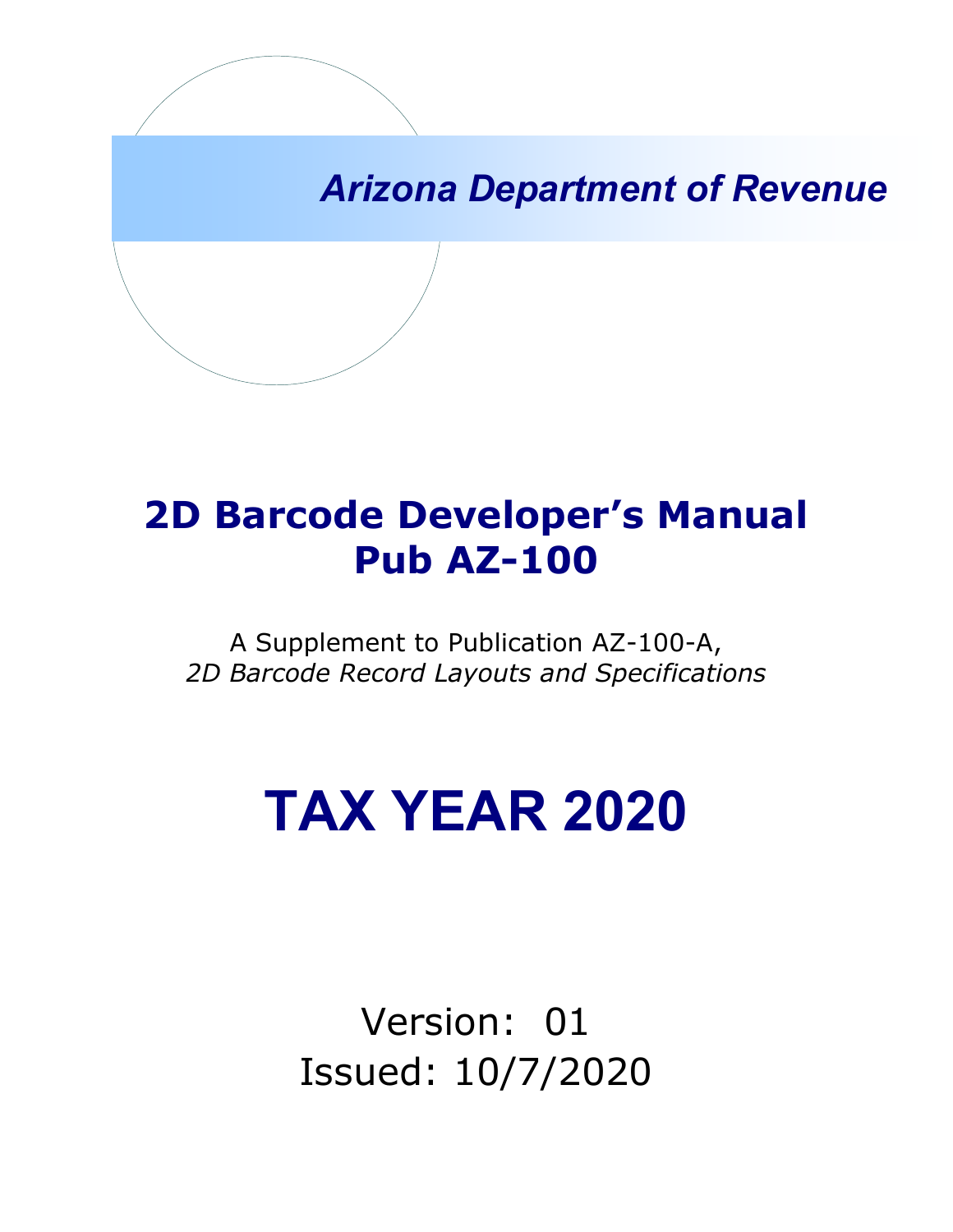*Arizona Department of Revenue*

# 2D Barcode Developer's Manual
# Pub AZ-100

A Supplement to Publication AZ-100-A,
*2D Barcode Record Layouts and Specifications*

# TAX YEAR 2020

Version: 01
Issued: 10/7/2020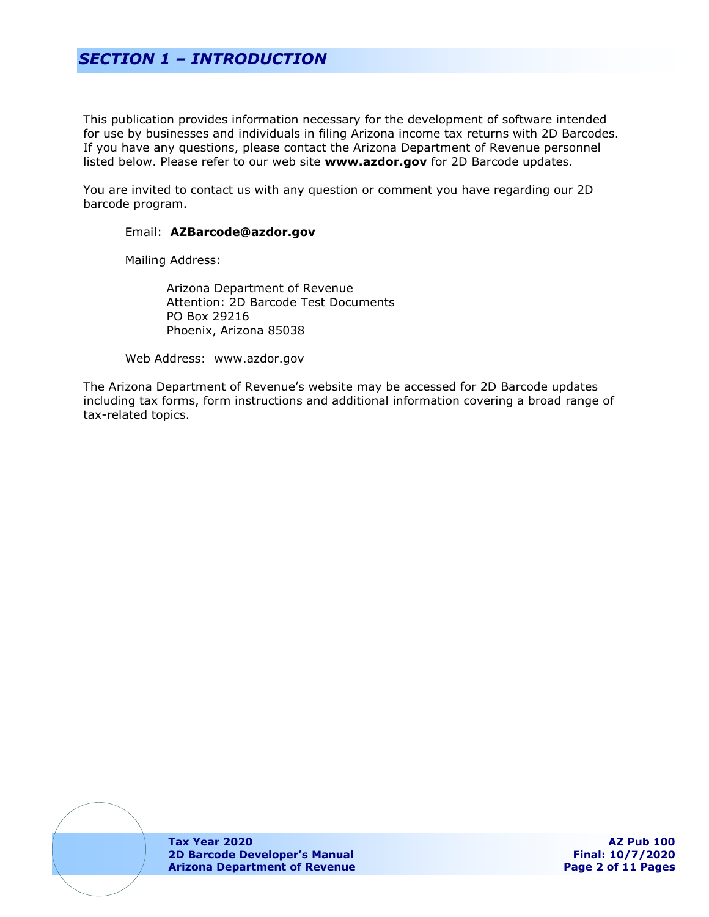# *SECTION 1 – INTRODUCTION*

This publication provides information necessary for the development of software intended for use by businesses and individuals in filing Arizona income tax returns with 2D Barcodes. If you have any questions, please contact the Arizona Department of Revenue personnel listed below. Please refer to our web site **www.azdor.gov** for 2D Barcode updates.

You are invited to contact us with any question or comment you have regarding our 2D barcode program.

Email: **AZBarcode@azdor.gov**

Mailing Address:

Arizona Department of Revenue
Attention: 2D Barcode Test Documents
PO Box 29216
Phoenix, Arizona 85038

Web Address: www.azdor.gov

The Arizona Department of Revenue's website may be accessed for 2D Barcode updates including tax forms, form instructions and additional information covering a broad range of tax-related topics.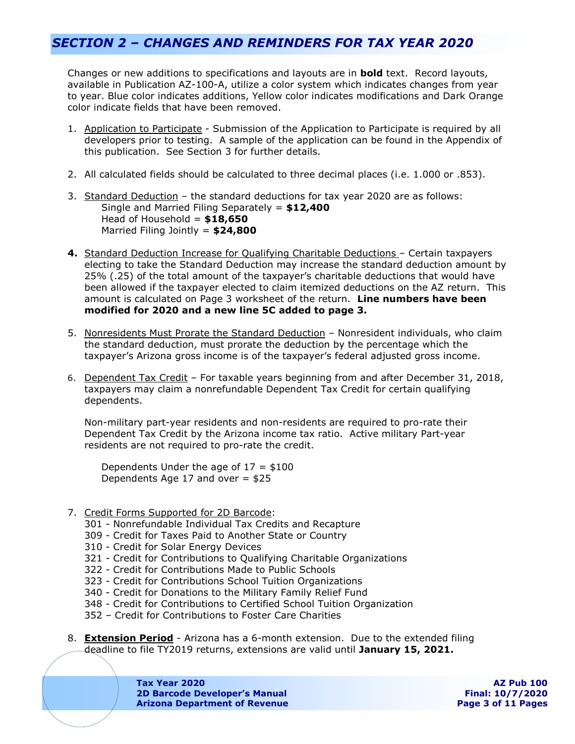## *SECTION 2 – CHANGES AND REMINDERS FOR TAX YEAR 2020*

Changes or new additions to specifications and layouts are in **bold** text. Record layouts, available in Publication AZ-100-A, utilize a color system which indicates changes from year to year. Blue color indicates additions, Yellow color indicates modifications and Dark Orange color indicate fields that have been removed.

1. Application to Participate - Submission of the Application to Participate is required by all developers prior to testing. A sample of the application can be found in the Appendix of this publication. See Section 3 for further details.

2. All calculated fields should be calculated to three decimal places (i.e. 1.000 or .853).

3. Standard Deduction – the standard deductions for tax year 2020 are as follows:
   Single and Married Filing Separately = **$12,400**
   Head of Household = **$18,650**
   Married Filing Jointly = **$24,800**

4. Standard Deduction Increase for Qualifying Charitable Deductions – Certain taxpayers electing to take the Standard Deduction may increase the standard deduction amount by 25% (.25) of the total amount of the taxpayer's charitable deductions that would have been allowed if the taxpayer elected to claim itemized deductions on the AZ return. This amount is calculated on Page 3 worksheet of the return. **Line numbers have been modified for 2020 and a new line 5C added to page 3.**

5. Nonresidents Must Prorate the Standard Deduction – Nonresident individuals, who claim the standard deduction, must prorate the deduction by the percentage which the taxpayer's Arizona gross income is of the taxpayer's federal adjusted gross income.

6. Dependent Tax Credit – For taxable years beginning from and after December 31, 2018, taxpayers may claim a nonrefundable Dependent Tax Credit for certain qualifying dependents.

   Non-military part-year residents and non-residents are required to pro-rate their Dependent Tax Credit by the Arizona income tax ratio. Active military Part-year residents are not required to pro-rate the credit.

   Dependents Under the age of 17 = $100
   Dependents Age 17 and over = $25

7. Credit Forms Supported for 2D Barcode:
   301 - Nonrefundable Individual Tax Credits and Recapture
   309 - Credit for Taxes Paid to Another State or Country
   310 - Credit for Solar Energy Devices
   321 - Credit for Contributions to Qualifying Charitable Organizations
   322 - Credit for Contributions Made to Public Schools
   323 - Credit for Contributions School Tuition Organizations
   340 - Credit for Donations to the Military Family Relief Fund
   348 - Credit for Contributions to Certified School Tuition Organization
   352 – Credit for Contributions to Foster Care Charities

8. **Extension Period** - Arizona has a 6-month extension. Due to the extended filing deadline to file TY2019 returns, extensions are valid until **January 15, 2021.**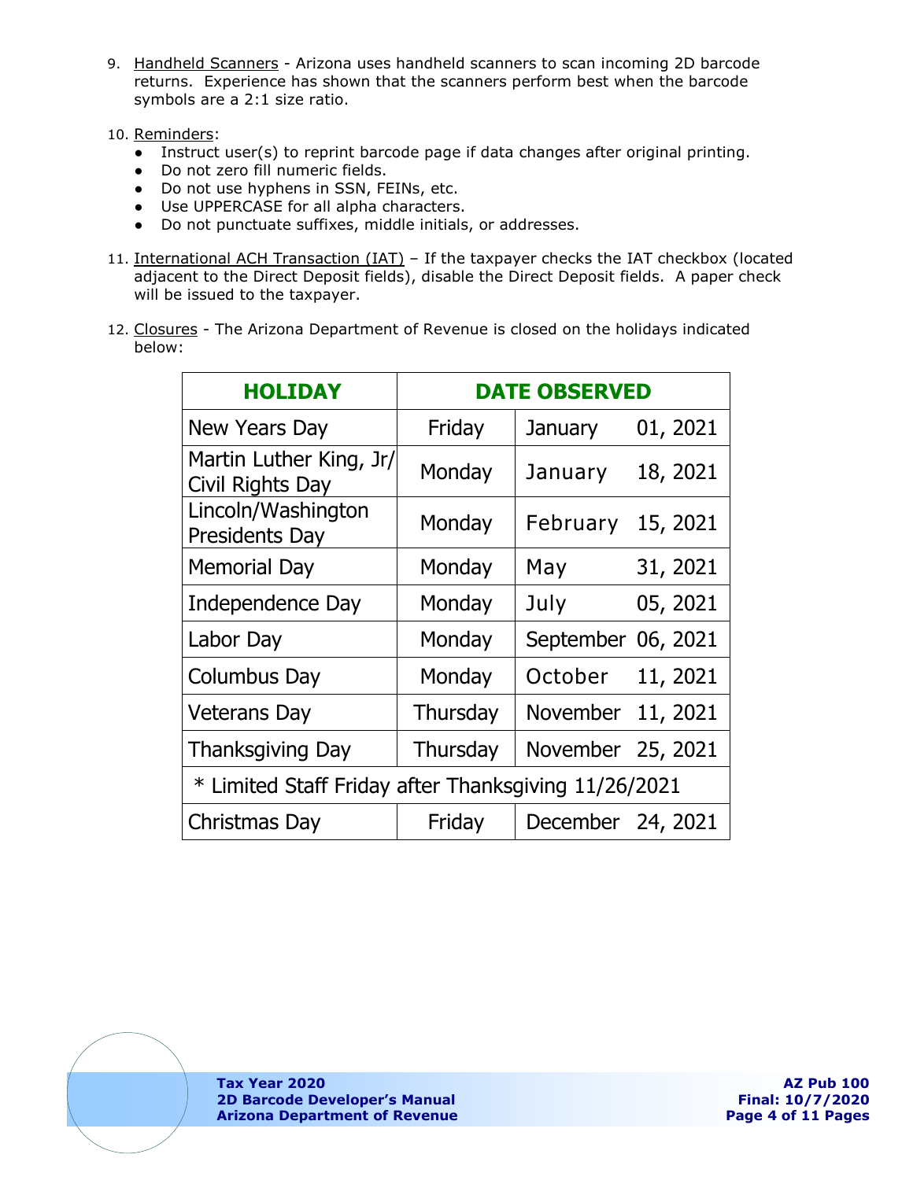9. Handheld Scanners - Arizona uses handheld scanners to scan incoming 2D barcode returns. Experience has shown that the scanners perform best when the barcode symbols are a 2:1 size ratio.

10. Reminders:
    - Instruct user(s) to reprint barcode page if data changes after original printing.
    - Do not zero fill numeric fields.
    - Do not use hyphens in SSN, FEINs, etc.
    - Use UPPERCASE for all alpha characters.
    - Do not punctuate suffixes, middle initials, or addresses.

11. International ACH Transaction (IAT) – If the taxpayer checks the IAT checkbox (located adjacent to the Direct Deposit fields), disable the Direct Deposit fields. A paper check will be issued to the taxpayer.

12. Closures - The Arizona Department of Revenue is closed on the holidays indicated below:

| HOLIDAY | DATE OBSERVED | | |
|---|---|---|---|
| New Years Day | Friday | January | 01, 2021 |
| Martin Luther King, Jr/ Civil Rights Day | Monday | January | 18, 2021 |
| Lincoln/Washington Presidents Day | Monday | February | 15, 2021 |
| Memorial Day | Monday | May | 31, 2021 |
| Independence Day | Monday | July | 05, 2021 |
| Labor Day | Monday | September | 06, 2021 |
| Columbus Day | Monday | October | 11, 2021 |
| Veterans Day | Thursday | November | 11, 2021 |
| Thanksgiving Day | Thursday | November | 25, 2021 |
| * Limited Staff Friday after Thanksgiving 11/26/2021 | | | |
| Christmas Day | Friday | December | 24, 2021 |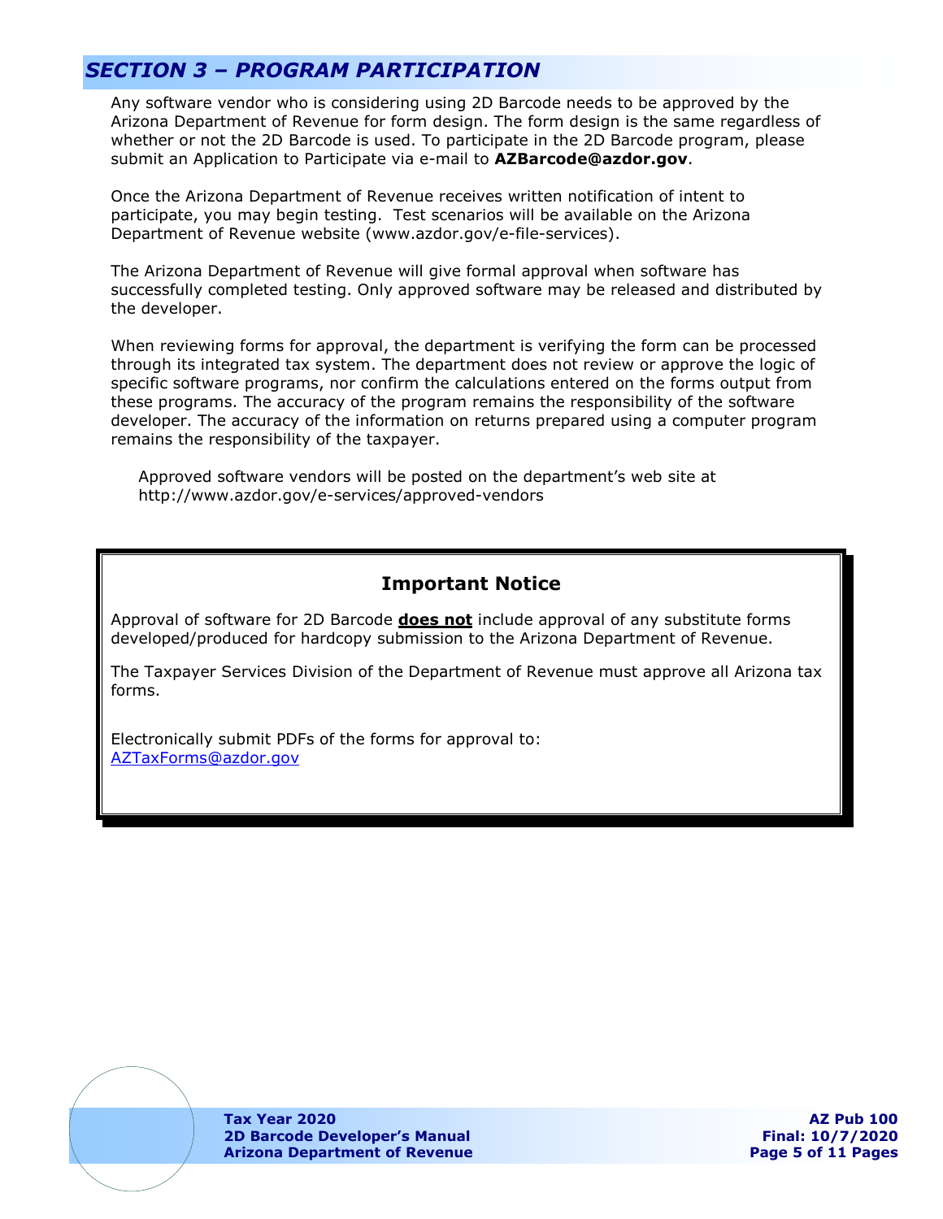## *SECTION 3 – PROGRAM PARTICIPATION*

Any software vendor who is considering using 2D Barcode needs to be approved by the Arizona Department of Revenue for form design. The form design is the same regardless of whether or not the 2D Barcode is used. To participate in the 2D Barcode program, please submit an Application to Participate via e-mail to **AZBarcode@azdor.gov**.

Once the Arizona Department of Revenue receives written notification of intent to participate, you may begin testing. Test scenarios will be available on the Arizona Department of Revenue website (www.azdor.gov/e-file-services).

The Arizona Department of Revenue will give formal approval when software has successfully completed testing. Only approved software may be released and distributed by the developer.

When reviewing forms for approval, the department is verifying the form can be processed through its integrated tax system. The department does not review or approve the logic of specific software programs, nor confirm the calculations entered on the forms output from these programs. The accuracy of the program remains the responsibility of the software developer. The accuracy of the information on returns prepared using a computer program remains the responsibility of the taxpayer.

Approved software vendors will be posted on the department's web site at http://www.azdor.gov/e-services/approved-vendors

### Important Notice

Approval of software for 2D Barcode **does not** include approval of any substitute forms developed/produced for hardcopy submission to the Arizona Department of Revenue.

The Taxpayer Services Division of the Department of Revenue must approve all Arizona tax forms.

Electronically submit PDFs of the forms for approval to:
AZTaxForms@azdor.gov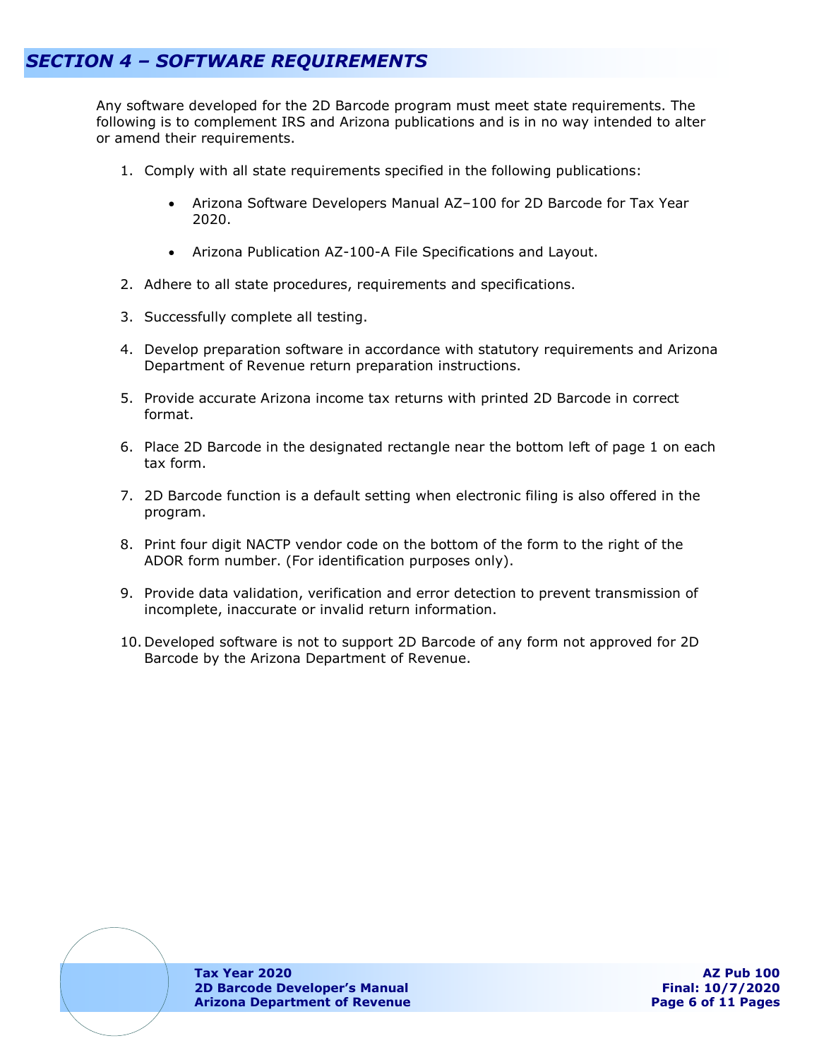# SECTION 4 – SOFTWARE REQUIREMENTS

Any software developed for the 2D Barcode program must meet state requirements. The following is to complement IRS and Arizona publications and is in no way intended to alter or amend their requirements.

1. Comply with all state requirements specified in the following publications:

   - Arizona Software Developers Manual AZ–100 for 2D Barcode for Tax Year 2020.

   - Arizona Publication AZ-100-A File Specifications and Layout.

2. Adhere to all state procedures, requirements and specifications.

3. Successfully complete all testing.

4. Develop preparation software in accordance with statutory requirements and Arizona Department of Revenue return preparation instructions.

5. Provide accurate Arizona income tax returns with printed 2D Barcode in correct format.

6. Place 2D Barcode in the designated rectangle near the bottom left of page 1 on each tax form.

7. 2D Barcode function is a default setting when electronic filing is also offered in the program.

8. Print four digit NACTP vendor code on the bottom of the form to the right of the ADOR form number. (For identification purposes only).

9. Provide data validation, verification and error detection to prevent transmission of incomplete, inaccurate or invalid return information.

10. Developed software is not to support 2D Barcode of any form not approved for 2D Barcode by the Arizona Department of Revenue.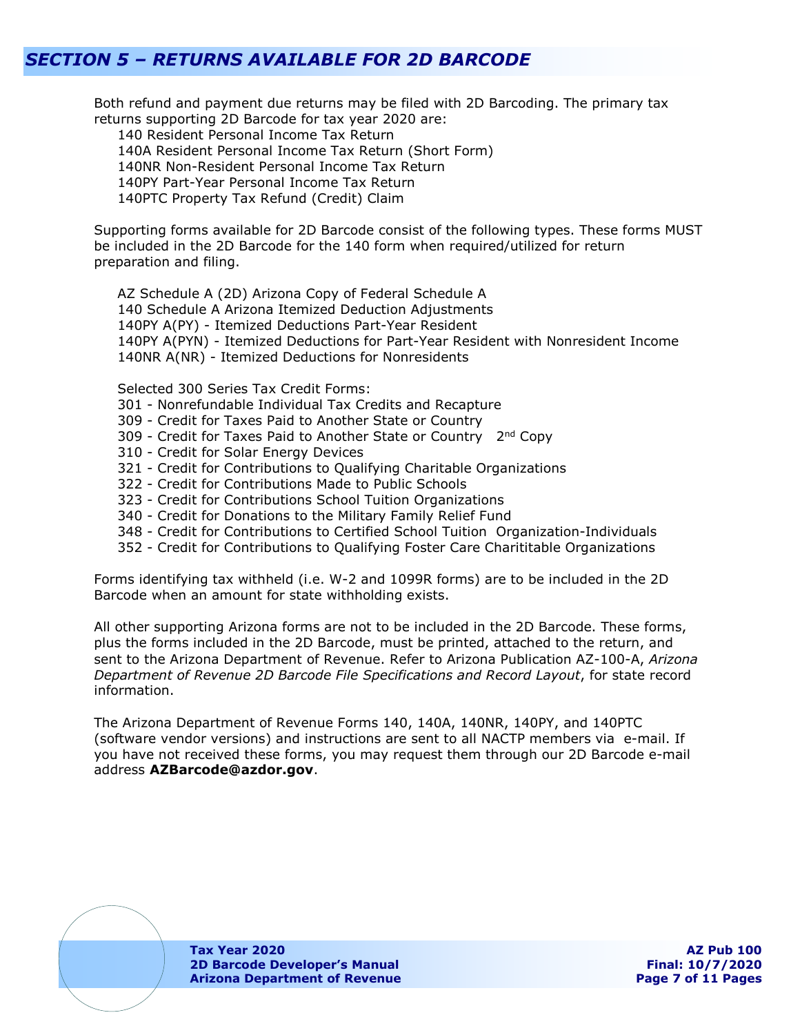## SECTION 5 – RETURNS AVAILABLE FOR 2D BARCODE

Both refund and payment due returns may be filed with 2D Barcoding. The primary tax returns supporting 2D Barcode for tax year 2020 are:

- 140 Resident Personal Income Tax Return
- 140A Resident Personal Income Tax Return (Short Form)
- 140NR Non-Resident Personal Income Tax Return
- 140PY Part-Year Personal Income Tax Return
- 140PTC Property Tax Refund (Credit) Claim

Supporting forms available for 2D Barcode consist of the following types. These forms MUST be included in the 2D Barcode for the 140 form when required/utilized for return preparation and filing.

- AZ Schedule A (2D) Arizona Copy of Federal Schedule A
- 140 Schedule A Arizona Itemized Deduction Adjustments
- 140PY A(PY) - Itemized Deductions Part-Year Resident
- 140PY A(PYN) - Itemized Deductions for Part-Year Resident with Nonresident Income
- 140NR A(NR) - Itemized Deductions for Nonresidents

Selected 300 Series Tax Credit Forms:

- 301 - Nonrefundable Individual Tax Credits and Recapture
- 309 - Credit for Taxes Paid to Another State or Country
- 309 - Credit for Taxes Paid to Another State or Country 2nd Copy
- 310 - Credit for Solar Energy Devices
- 321 - Credit for Contributions to Qualifying Charitable Organizations
- 322 - Credit for Contributions Made to Public Schools
- 323 - Credit for Contributions School Tuition Organizations
- 340 - Credit for Donations to the Military Family Relief Fund
- 348 - Credit for Contributions to Certified School Tuition Organization-Individuals
- 352 - Credit for Contributions to Qualifying Foster Care Charititable Organizations

Forms identifying tax withheld (i.e. W-2 and 1099R forms) are to be included in the 2D Barcode when an amount for state withholding exists.

All other supporting Arizona forms are not to be included in the 2D Barcode. These forms, plus the forms included in the 2D Barcode, must be printed, attached to the return, and sent to the Arizona Department of Revenue. Refer to Arizona Publication AZ-100-A, *Arizona Department of Revenue 2D Barcode File Specifications and Record Layout*, for state record information.

The Arizona Department of Revenue Forms 140, 140A, 140NR, 140PY, and 140PTC (software vendor versions) and instructions are sent to all NACTP members via e-mail. If you have not received these forms, you may request them through our 2D Barcode e-mail address **AZBarcode@azdor.gov**.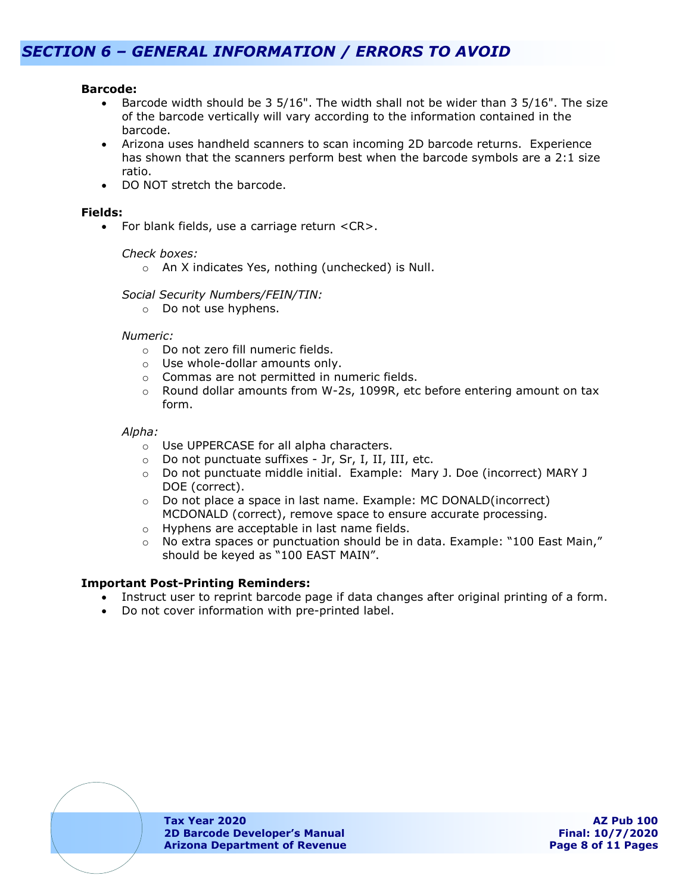## SECTION 6 – GENERAL INFORMATION / ERRORS TO AVOID

**Barcode:**

- Barcode width should be 3 5/16". The width shall not be wider than 3 5/16". The size of the barcode vertically will vary according to the information contained in the barcode.
- Arizona uses handheld scanners to scan incoming 2D barcode returns. Experience has shown that the scanners perform best when the barcode symbols are a 2:1 size ratio.
- DO NOT stretch the barcode.

**Fields:**

- For blank fields, use a carriage return <CR>.

  *Check boxes:*
  - An X indicates Yes, nothing (unchecked) is Null.

  *Social Security Numbers/FEIN/TIN:*
  - Do not use hyphens.

  *Numeric:*
  - Do not zero fill numeric fields.
  - Use whole-dollar amounts only.
  - Commas are not permitted in numeric fields.
  - Round dollar amounts from W-2s, 1099R, etc before entering amount on tax form.

  *Alpha:*
  - Use UPPERCASE for all alpha characters.
  - Do not punctuate suffixes - Jr, Sr, I, II, III, etc.
  - Do not punctuate middle initial. Example: Mary J. Doe (incorrect) MARY J DOE (correct).
  - Do not place a space in last name. Example: MC DONALD(incorrect) MCDONALD (correct), remove space to ensure accurate processing.
  - Hyphens are acceptable in last name fields.
  - No extra spaces or punctuation should be in data. Example: "100 East Main," should be keyed as "100 EAST MAIN".

**Important Post-Printing Reminders:**

- Instruct user to reprint barcode page if data changes after original printing of a form.
- Do not cover information with pre-printed label.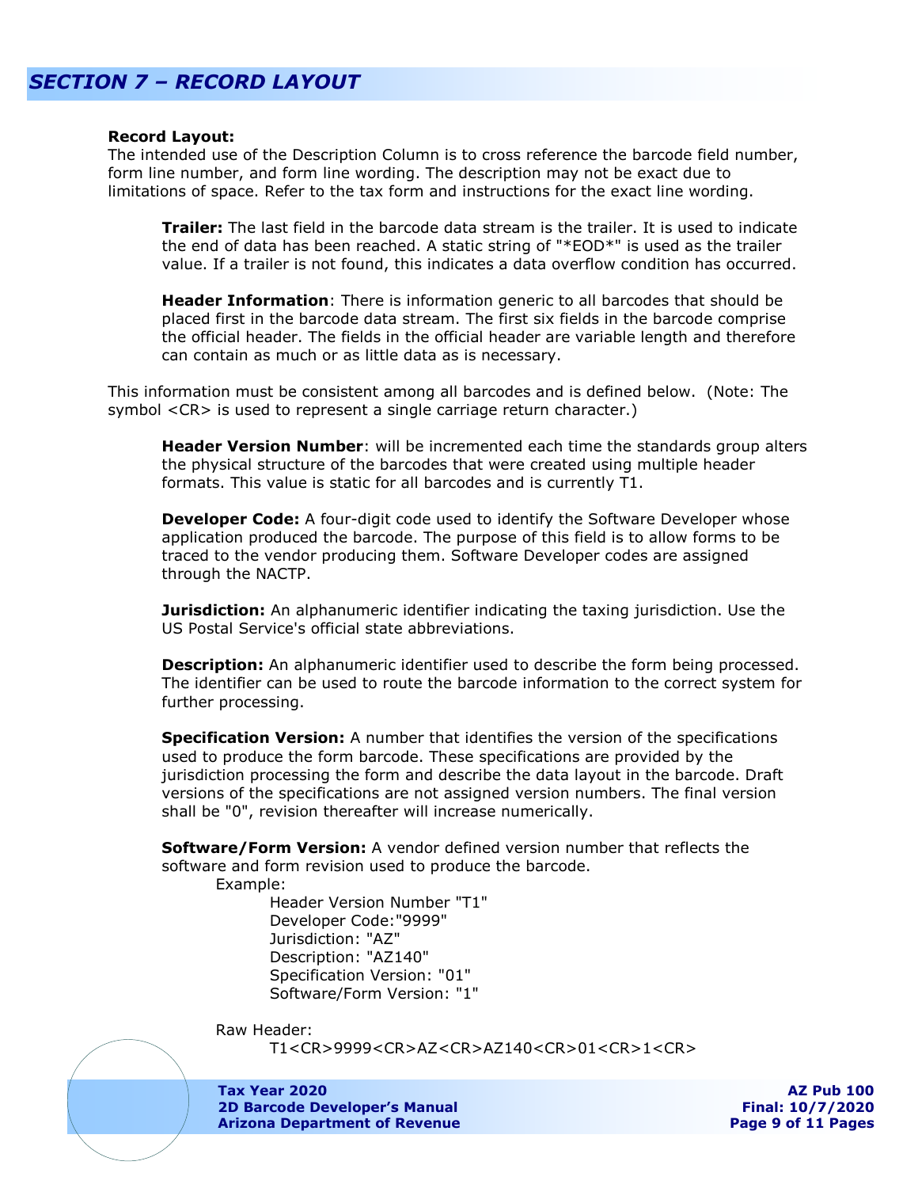# SECTION 7 – RECORD LAYOUT

**Record Layout:**
The intended use of the Description Column is to cross reference the barcode field number, form line number, and form line wording. The description may not be exact due to limitations of space. Refer to the tax form and instructions for the exact line wording.

**Trailer:** The last field in the barcode data stream is the trailer. It is used to indicate the end of data has been reached. A static string of "*EOD*" is used as the trailer value. If a trailer is not found, this indicates a data overflow condition has occurred.

**Header Information**: There is information generic to all barcodes that should be placed first in the barcode data stream. The first six fields in the barcode comprise the official header. The fields in the official header are variable length and therefore can contain as much or as little data as is necessary.

This information must be consistent among all barcodes and is defined below. (Note: The symbol <CR> is used to represent a single carriage return character.)

**Header Version Number**: will be incremented each time the standards group alters the physical structure of the barcodes that were created using multiple header formats. This value is static for all barcodes and is currently T1.

**Developer Code:** A four-digit code used to identify the Software Developer whose application produced the barcode. The purpose of this field is to allow forms to be traced to the vendor producing them. Software Developer codes are assigned through the NACTP.

**Jurisdiction:** An alphanumeric identifier indicating the taxing jurisdiction. Use the US Postal Service's official state abbreviations.

**Description:** An alphanumeric identifier used to describe the form being processed. The identifier can be used to route the barcode information to the correct system for further processing.

**Specification Version:** A number that identifies the version of the specifications used to produce the form barcode. These specifications are provided by the jurisdiction processing the form and describe the data layout in the barcode. Draft versions of the specifications are not assigned version numbers. The final version shall be "0", revision thereafter will increase numerically.

**Software/Form Version:** A vendor defined version number that reflects the software and form revision used to produce the barcode.

Example:

Header Version Number "T1"
Developer Code:"9999"
Jurisdiction: "AZ"
Description: "AZ140"
Specification Version: "01"
Software/Form Version: "1"

Raw Header:

```
T1<CR>9999<CR>AZ<CR>AZ140<CR>01<CR>1<CR>
```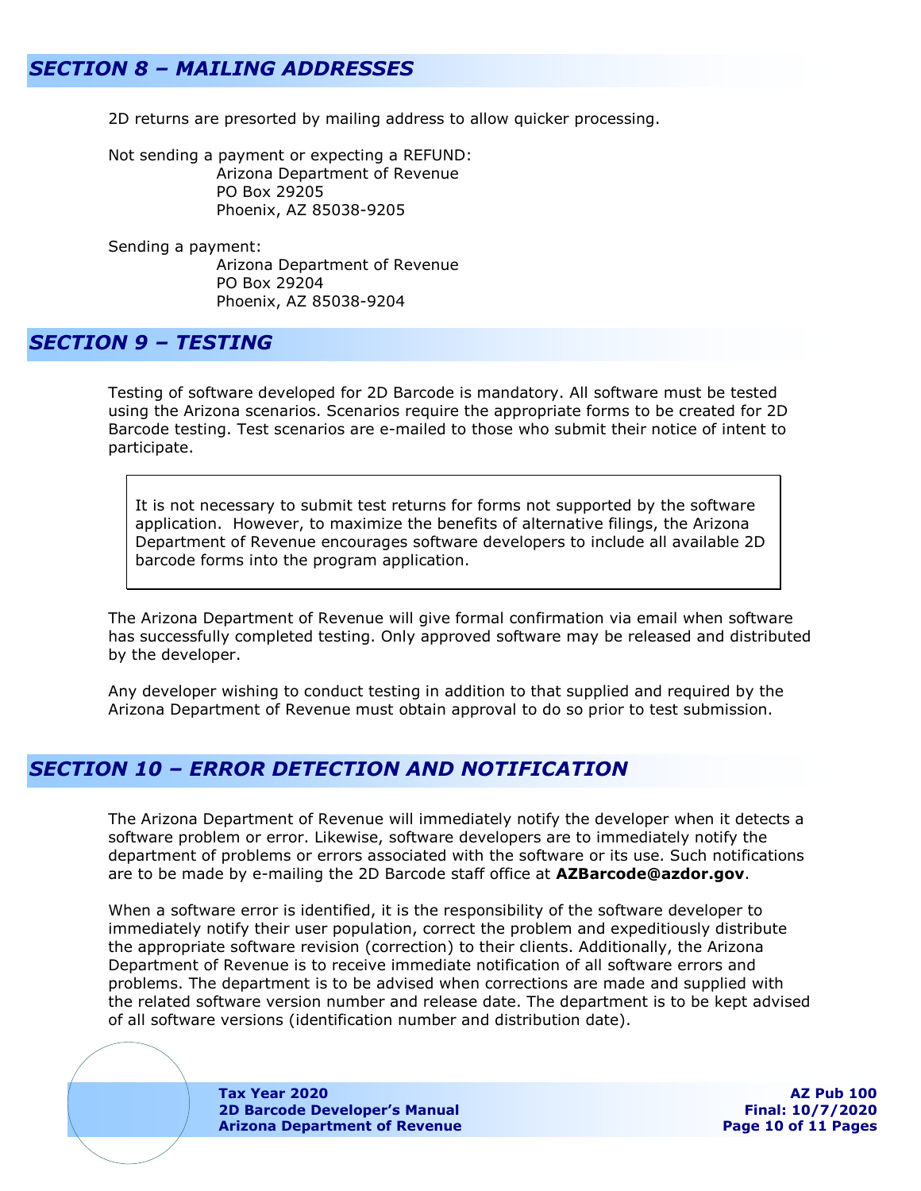## *SECTION 8 – MAILING ADDRESSES*

2D returns are presorted by mailing address to allow quicker processing.

Not sending a payment or expecting a REFUND:
Arizona Department of Revenue
PO Box 29205
Phoenix, AZ 85038-9205

Sending a payment:
Arizona Department of Revenue
PO Box 29204
Phoenix, AZ 85038-9204

## *SECTION 9 – TESTING*

Testing of software developed for 2D Barcode is mandatory. All software must be tested using the Arizona scenarios. Scenarios require the appropriate forms to be created for 2D Barcode testing. Test scenarios are e-mailed to those who submit their notice of intent to participate.

> It is not necessary to submit test returns for forms not supported by the software application. However, to maximize the benefits of alternative filings, the Arizona Department of Revenue encourages software developers to include all available 2D barcode forms into the program application.

The Arizona Department of Revenue will give formal confirmation via email when software has successfully completed testing. Only approved software may be released and distributed by the developer.

Any developer wishing to conduct testing in addition to that supplied and required by the Arizona Department of Revenue must obtain approval to do so prior to test submission.

## *SECTION 10 – ERROR DETECTION AND NOTIFICATION*

The Arizona Department of Revenue will immediately notify the developer when it detects a software problem or error. Likewise, software developers are to immediately notify the department of problems or errors associated with the software or its use. Such notifications are to be made by e-mailing the 2D Barcode staff office at **AZBarcode@azdor.gov**.

When a software error is identified, it is the responsibility of the software developer to immediately notify their user population, correct the problem and expeditiously distribute the appropriate software revision (correction) to their clients. Additionally, the Arizona Department of Revenue is to receive immediate notification of all software errors and problems. The department is to be advised when corrections are made and supplied with the related software version number and release date. The department is to be kept advised of all software versions (identification number and distribution date).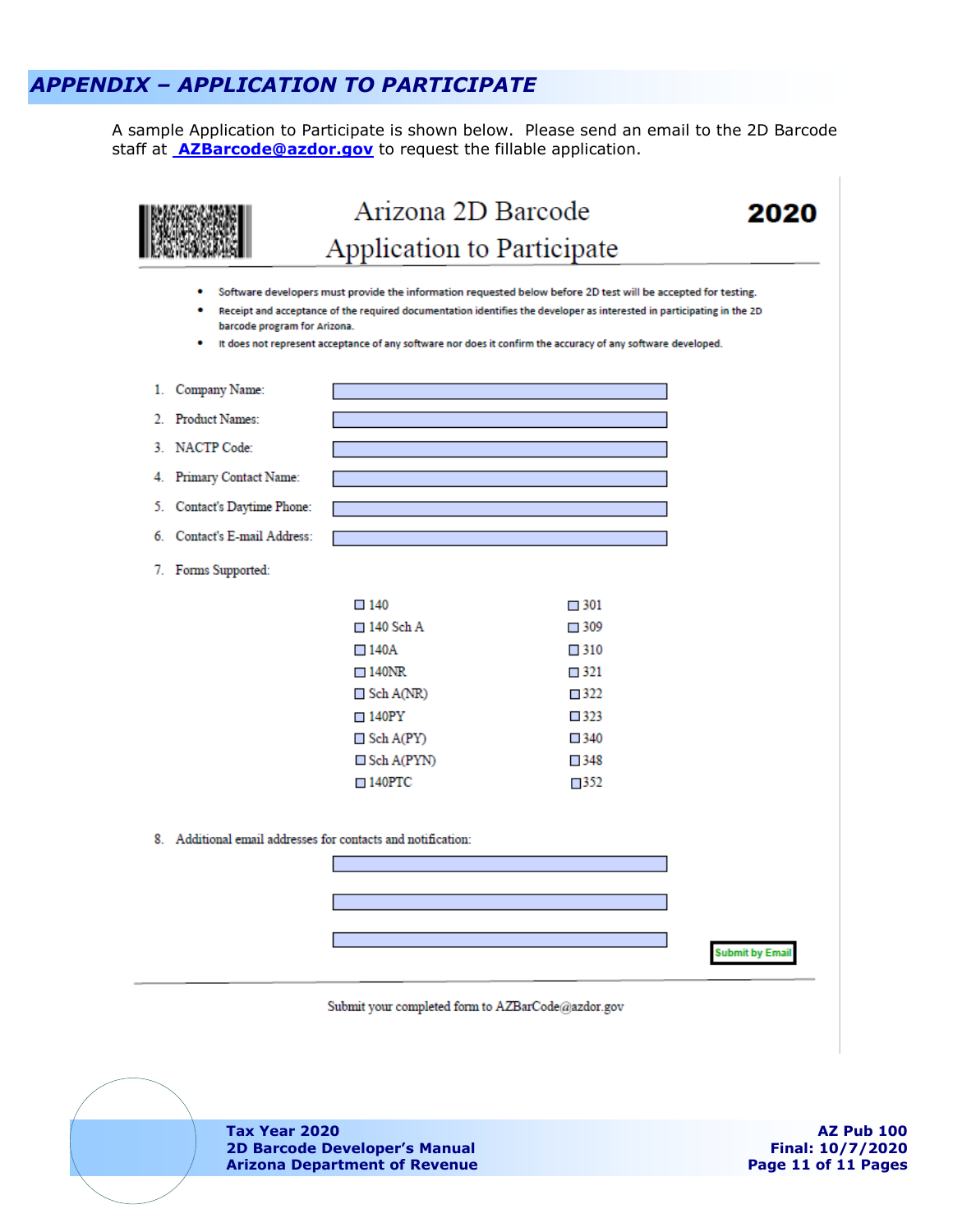## APPENDIX – APPLICATION TO PARTICIPATE

A sample Application to Participate is shown below. Please send an email to the 2D Barcode staff at **AZBarcode@azdor.gov** to request the fillable application.

# Arizona 2D Barcode Application to Participate

**2020**

- Software developers must provide the information requested below before 2D test will be accepted for testing.
- Receipt and acceptance of the required documentation identifies the developer as interested in participating in the 2D barcode program for Arizona.
- It does not represent acceptance of any software nor does it confirm the accuracy of any software developed.

1. Company Name: ____________________
2. Product Names: ____________________
3. NACTP Code: ____________________
4. Primary Contact Name: ____________________
5. Contact's Daytime Phone: ____________________
6. Contact's E-mail Address: ____________________
7. Forms Supported:

| | |
|---|---|
| ☐ 140 | ☐ 301 |
| ☐ 140 Sch A | ☐ 309 |
| ☐ 140A | ☐ 310 |
| ☐ 140NR | ☐ 321 |
| ☐ Sch A(NR) | ☐ 322 |
| ☐ 140PY | ☐ 323 |
| ☐ Sch A(PY) | ☐ 340 |
| ☐ Sch A(PYN) | ☐ 348 |
| ☐ 140PTC | ☐ 352 |

8. Additional email addresses for contacts and notification:

____________________

____________________

____________________

Submit by Email

Submit your completed form to AZBarCode@azdor.gov